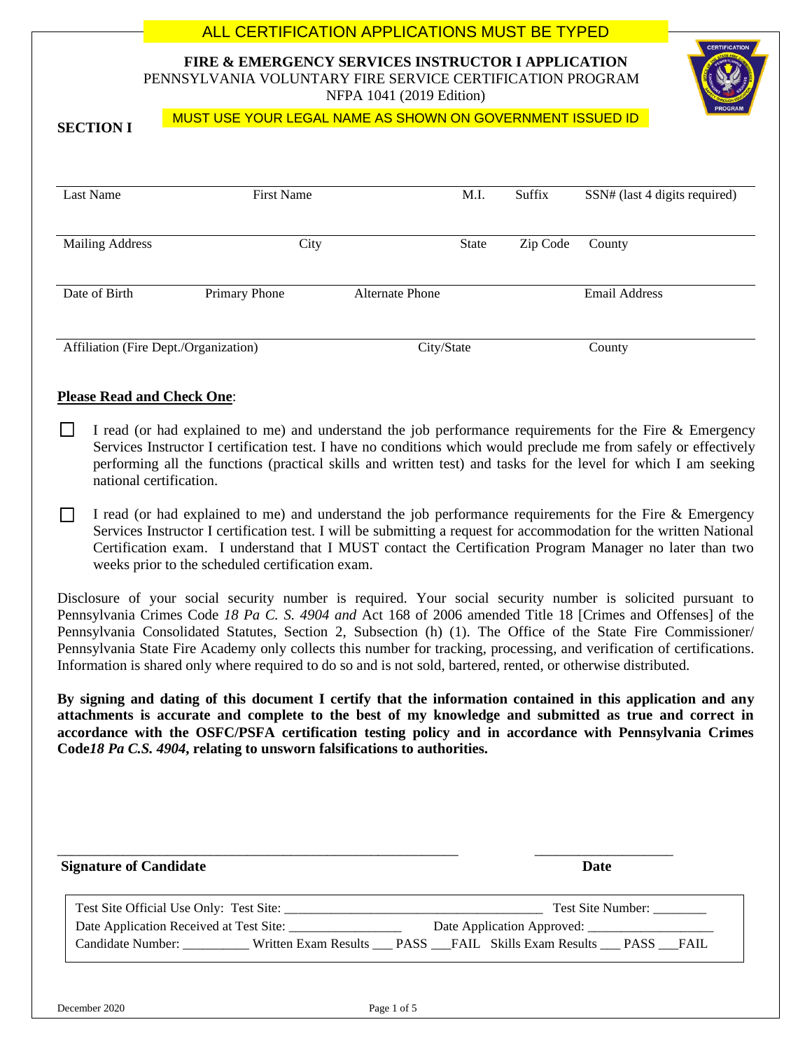ALL CERTIFICATION APPLICATIONS MUST BE TYPED

# FIRE & EMERGENCY SERVICES INSTRUCTOR I APPLICATION

PENNSYLVANIA VOLUNTARY FIRE SERVICE CERTIFICATION PROGRAM

NFPA 1041 (2019 Edition)

## SECTION I

MUST USE YOUR LEGAL NAME AS SHOWN ON GOVERNMENT ISSUED ID

| Last Name | First Name | M.I. | Suffix | SSN# (last 4 digits required) |
|---|---|---|---|---|
| | | | | |

| Mailing Address | City | State | Zip Code | County |
|---|---|---|---|---|
| | | | | |

| Date of Birth | Primary Phone | Alternate Phone | Email Address |
|---|---|---|---|
| | | | |

| Affiliation (Fire Dept./Organization) | City/State | County |
|---|---|---|
| | | |

**Please Read and Check One**:

☐ I read (or had explained to me) and understand the job performance requirements for the Fire & Emergency Services Instructor I certification test. I have no conditions which would preclude me from safely or effectively performing all the functions (practical skills and written test) and tasks for the level for which I am seeking national certification.

☐ I read (or had explained to me) and understand the job performance requirements for the Fire & Emergency Services Instructor I certification test. I will be submitting a request for accommodation for the written National Certification exam. I understand that I MUST contact the Certification Program Manager no later than two weeks prior to the scheduled certification exam.

Disclosure of your social security number is required. Your social security number is solicited pursuant to Pennsylvania Crimes Code *18 Pa C. S. 4904 and* Act 168 of 2006 amended Title 18 [Crimes and Offenses] of the Pennsylvania Consolidated Statutes, Section 2, Subsection (h) (1). The Office of the State Fire Commissioner/ Pennsylvania State Fire Academy only collects this number for tracking, processing, and verification of certifications. Information is shared only where required to do so and is not sold, bartered, rented, or otherwise distributed.

**By signing and dating of this document I certify that the information contained in this application and any attachments is accurate and complete to the best of my knowledge and submitted as true and correct in accordance with the OSFC/PSFA certification testing policy and in accordance with Pennsylvania Crimes Code*18 Pa C.S. 4904*, relating to unsworn falsifications to authorities.**

\_\_\_\_\_\_\_\_\_\_\_\_\_\_\_\_\_\_\_\_\_\_\_\_\_\_\_\_\_\_\_\_\_\_\_\_\_\_\_\_\_\_\_\_\_\_\_\_ \_\_\_\_\_\_\_\_\_\_\_\_\_\_\_\_\_\_\_\_

**Signature of Candidate** **Date**

Test Site Official Use Only: Test Site: \_\_\_\_\_\_\_\_\_\_\_\_\_\_\_\_\_\_\_\_\_\_\_\_\_\_\_\_\_\_\_\_\_\_\_\_\_\_ Test Site Number: \_\_\_\_\_\_\_\_

Date Application Received at Test Site: \_\_\_\_\_\_\_\_\_\_\_\_\_\_\_\_\_ Date Application Approved: \_\_\_\_\_\_\_\_\_\_\_\_\_\_\_\_\_\_\_

Candidate Number: \_\_\_\_\_\_\_\_\_\_ Written Exam Results \_\_\_ PASS \_\_\_FAIL Skills Exam Results \_\_\_ PASS \_\_\_FAIL

December 2020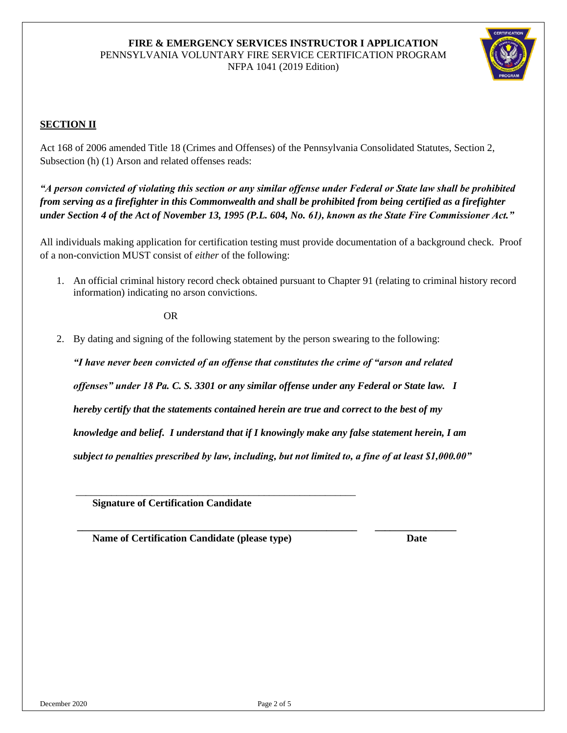**FIRE & EMERGENCY SERVICES INSTRUCTOR I APPLICATION**
PENNSYLVANIA VOLUNTARY FIRE SERVICE CERTIFICATION PROGRAM
NFPA 1041 (2019 Edition)

## SECTION II

Act 168 of 2006 amended Title 18 (Crimes and Offenses) of the Pennsylvania Consolidated Statutes, Section 2, Subsection (h) (1) Arson and related offenses reads:

***"A person convicted of violating this section or any similar offense under Federal or State law shall be prohibited from serving as a firefighter in this Commonwealth and shall be prohibited from being certified as a firefighter under Section 4 of the Act of November 13, 1995 (P.L. 604, No. 61), known as the State Fire Commissioner Act."***

All individuals making application for certification testing must provide documentation of a background check. Proof of a non-conviction MUST consist of *either* of the following:

1. An official criminal history record check obtained pursuant to Chapter 91 (relating to criminal history record information) indicating no arson convictions.

   OR

2. By dating and signing of the following statement by the person swearing to the following:

   ***"I have never been convicted of an offense that constitutes the crime of "arson and related offenses" under 18 Pa. C. S. 3301 or any similar offense under any Federal or State law. I hereby certify that the statements contained herein are true and correct to the best of my knowledge and belief. I understand that if I knowingly make any false statement herein, I am subject to penalties prescribed by law, including, but not limited to, a fine of at least $1,000.00"***

______________________________________________________
**Signature of Certification Candidate**

______________________________________________________ ________________
**Name of Certification Candidate (please type)** **Date**

December 2020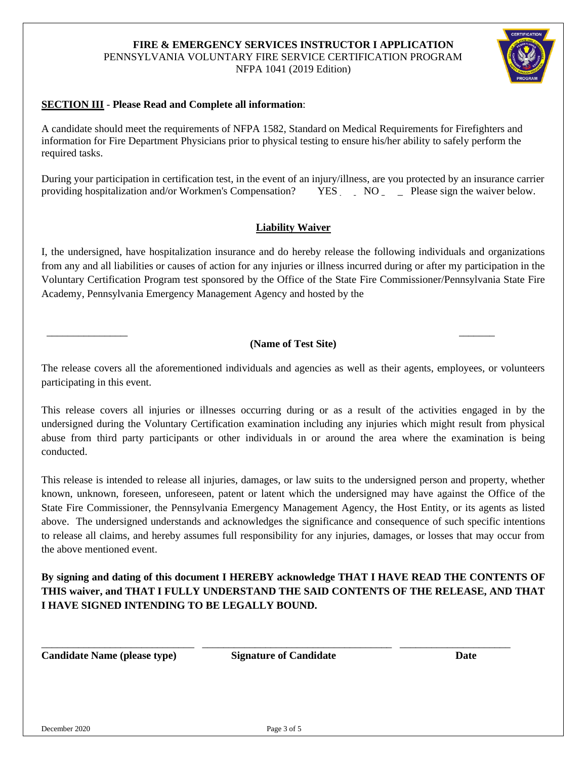**FIRE & EMERGENCY SERVICES INSTRUCTOR I APPLICATION**
PENNSYLVANIA VOLUNTARY FIRE SERVICE CERTIFICATION PROGRAM
NFPA 1041 (2019 Edition)

**SECTION III** - **Please Read and Complete all information**:

A candidate should meet the requirements of NFPA 1582, Standard on Medical Requirements for Firefighters and information for Fire Department Physicians prior to physical testing to ensure his/her ability to safely perform the required tasks.

During your participation in certification test, in the event of an injury/illness, are you protected by an insurance carrier providing hospitalization and/or Workmen's Compensation? YES ___ NO ___ Please sign the waiver below.

## Liability Waiver

I, the undersigned, have hospitalization insurance and do hereby release the following individuals and organizations from any and all liabilities or causes of action for any injuries or illness incurred during or after my participation in the Voluntary Certification Program test sponsored by the Office of the State Fire Commissioner/Pennsylvania State Fire Academy, Pennsylvania Emergency Management Agency and hosted by the

________________________________________________________________

**(Name of Test Site)**

The release covers all the aforementioned individuals and agencies as well as their agents, employees, or volunteers participating in this event.

This release covers all injuries or illnesses occurring during or as a result of the activities engaged in by the undersigned during the Voluntary Certification examination including any injuries which might result from physical abuse from third party participants or other individuals in or around the area where the examination is being conducted.

This release is intended to release all injuries, damages, or law suits to the undersigned person and property, whether known, unknown, foreseen, unforeseen, patent or latent which the undersigned may have against the Office of the State Fire Commissioner, the Pennsylvania Emergency Management Agency, the Host Entity, or its agents as listed above. The undersigned understands and acknowledges the significance and consequence of such specific intentions to release all claims, and hereby assumes full responsibility for any injuries, damages, or losses that may occur from the above mentioned event.

**By signing and dating of this document I HEREBY acknowledge THAT I HAVE READ THE CONTENTS OF THIS waiver, and THAT I FULLY UNDERSTAND THE SAID CONTENTS OF THE RELEASE, AND THAT I HAVE SIGNED INTENDING TO BE LEGALLY BOUND.**

| ______________________________ | ______________________________ | ______________________ |
|---|---|---|
| **Candidate Name (please type)** | **Signature of Candidate** | **Date** |

December 2020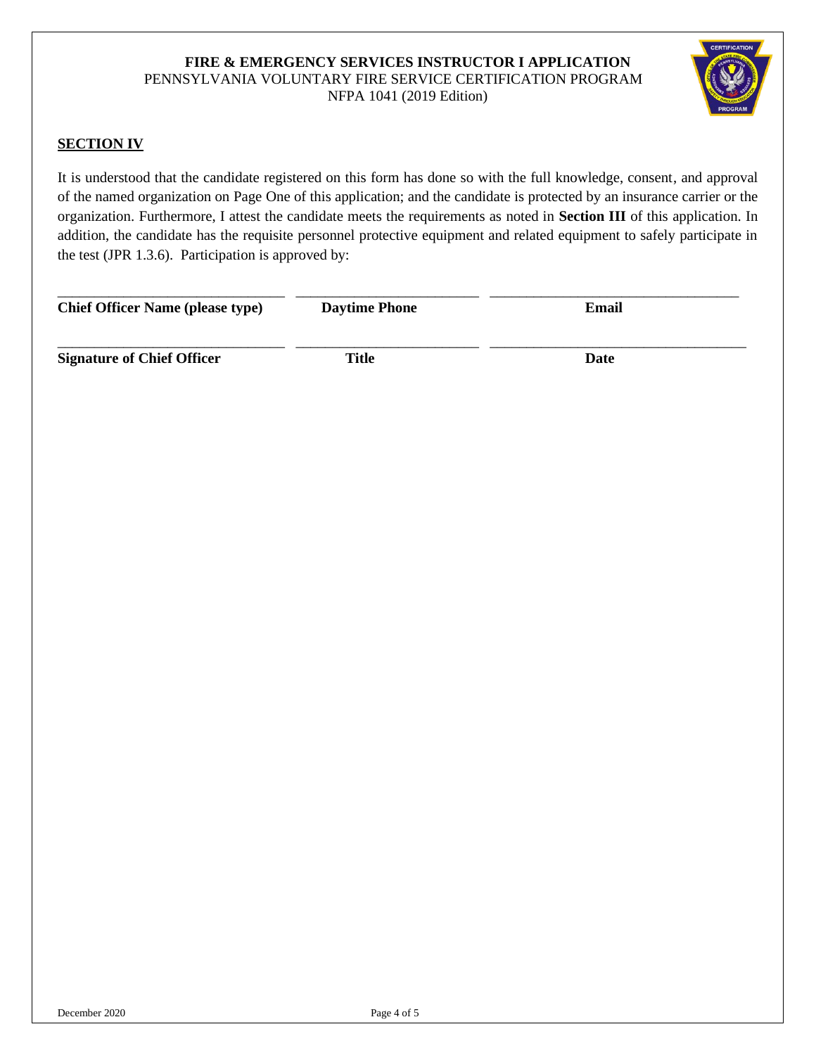**FIRE & EMERGENCY SERVICES INSTRUCTOR I APPLICATION**
PENNSYLVANIA VOLUNTARY FIRE SERVICE CERTIFICATION PROGRAM
NFPA 1041 (2019 Edition)

## SECTION IV

It is understood that the candidate registered on this form has done so with the full knowledge, consent, and approval of the named organization on Page One of this application; and the candidate is protected by an insurance carrier or the organization. Furthermore, I attest the candidate meets the requirements as noted in **Section III** of this application. In addition, the candidate has the requisite personnel protective equipment and related equipment to safely participate in the test (JPR 1.3.6). Participation is approved by:

| ______________________________ | ______________________________ | ______________________________ |
|---|---|---|
| **Chief Officer Name (please type)** | **Daytime Phone** | **Email** |
| ______________________________ | ______________________________ | ______________________________ |
| **Signature of Chief Officer** | **Title** | **Date** |

December 2020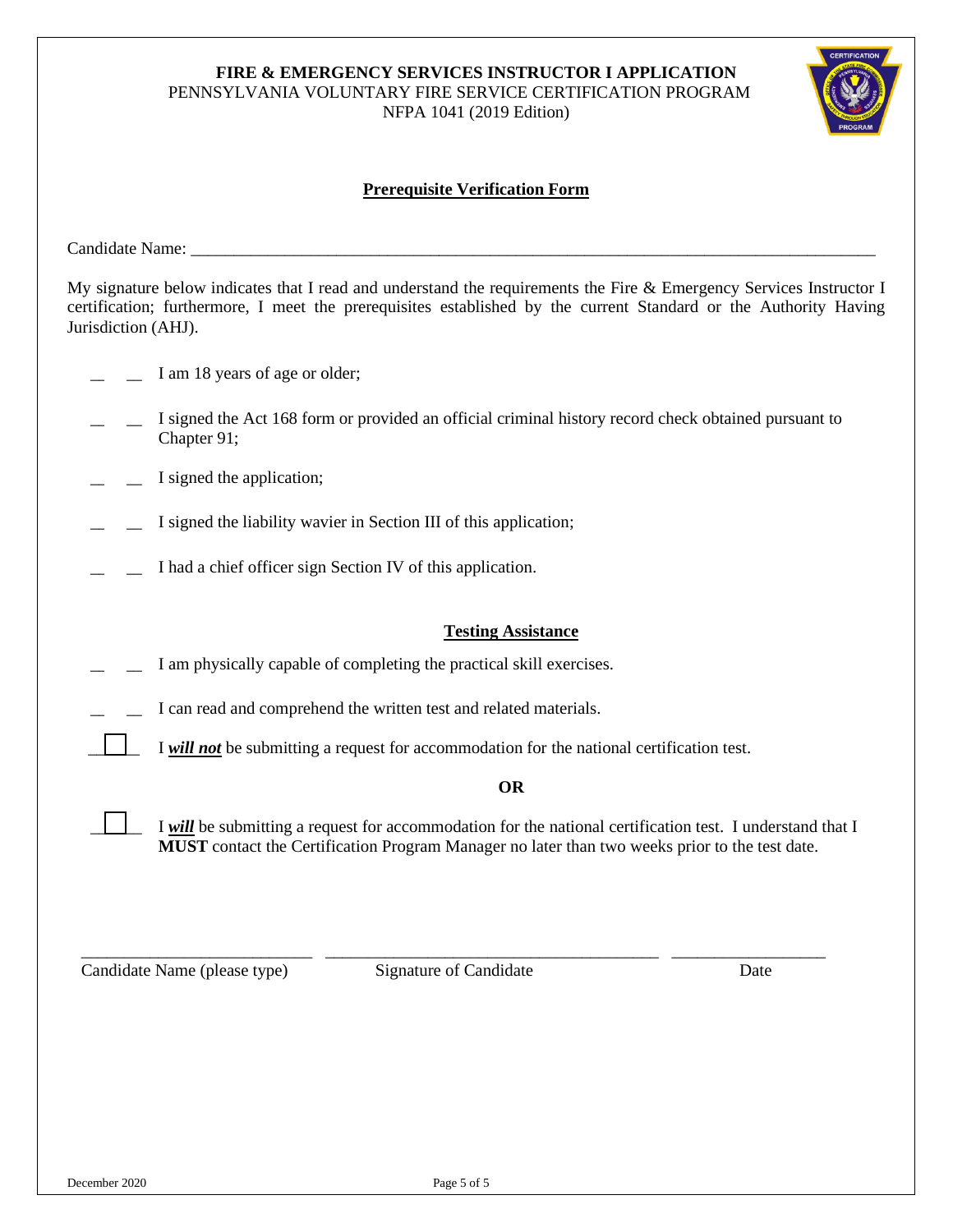**FIRE & EMERGENCY SERVICES INSTRUCTOR I APPLICATION**
PENNSYLVANIA VOLUNTARY FIRE SERVICE CERTIFICATION PROGRAM
NFPA 1041 (2019 Edition)

## Prerequisite Verification Form

Candidate Name: ___________________________________________________________________________

My signature below indicates that I read and understand the requirements the Fire & Emergency Services Instructor I certification; furthermore, I meet the prerequisites established by the current Standard or the Authority Having Jurisdiction (AHJ).

_ _ I am 18 years of age or older;

_ _ I signed the Act 168 form or provided an official criminal history record check obtained pursuant to Chapter 91;

_ _ I signed the application;

_ _ I signed the liability wavier in Section III of this application;

_ _ I had a chief officer sign Section IV of this application.

## Testing Assistance

_ _ I am physically capable of completing the practical skill exercises.

_ _ I can read and comprehend the written test and related materials.

☐ I ***will not*** be submitting a request for accommodation for the national certification test.

**OR**

☐ I ***will*** be submitting a request for accommodation for the national certification test. I understand that I **MUST** contact the Certification Program Manager no later than two weeks prior to the test date.

___________________________ ______________________________________ __________________

Candidate Name (please type) Signature of Candidate Date

December 2020